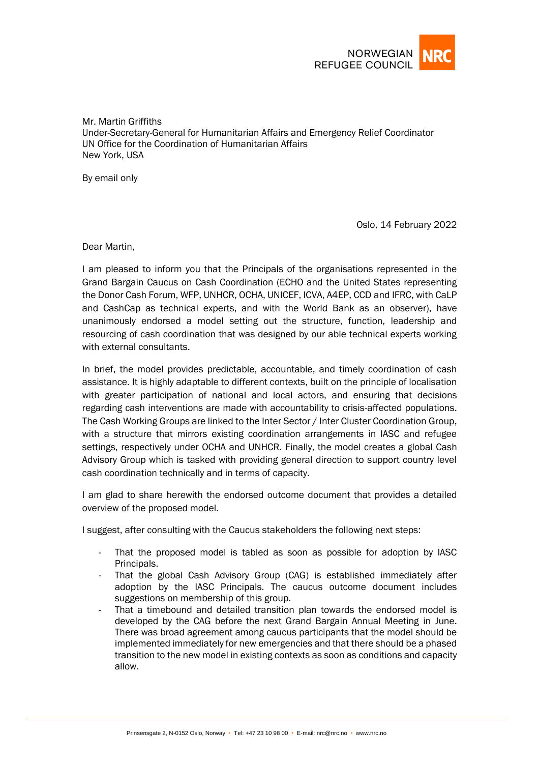NORWEGIAN REFUGEE COUNCIL NRC

Mr. Martin Griffiths
Under-Secretary-General for Humanitarian Affairs and Emergency Relief Coordinator
UN Office for the Coordination of Humanitarian Affairs
New York, USA

By email only

Oslo, 14 February 2022

Dear Martin,

I am pleased to inform you that the Principals of the organisations represented in the Grand Bargain Caucus on Cash Coordination (ECHO and the United States representing the Donor Cash Forum, WFP, UNHCR, OCHA, UNICEF, ICVA, A4EP, CCD and IFRC, with CaLP and CashCap as technical experts, and with the World Bank as an observer), have unanimously endorsed a model setting out the structure, function, leadership and resourcing of cash coordination that was designed by our able technical experts working with external consultants.

In brief, the model provides predictable, accountable, and timely coordination of cash assistance. It is highly adaptable to different contexts, built on the principle of localisation with greater participation of national and local actors, and ensuring that decisions regarding cash interventions are made with accountability to crisis-affected populations. The Cash Working Groups are linked to the Inter Sector / Inter Cluster Coordination Group, with a structure that mirrors existing coordination arrangements in IASC and refugee settings, respectively under OCHA and UNHCR. Finally, the model creates a global Cash Advisory Group which is tasked with providing general direction to support country level cash coordination technically and in terms of capacity.

I am glad to share herewith the endorsed outcome document that provides a detailed overview of the proposed model.

I suggest, after consulting with the Caucus stakeholders the following next steps:

- That the proposed model is tabled as soon as possible for adoption by IASC Principals.
- That the global Cash Advisory Group (CAG) is established immediately after adoption by the IASC Principals. The caucus outcome document includes suggestions on membership of this group.
- That a timebound and detailed transition plan towards the endorsed model is developed by the CAG before the next Grand Bargain Annual Meeting in June. There was broad agreement among caucus participants that the model should be implemented immediately for new emergencies and that there should be a phased transition to the new model in existing contexts as soon as conditions and capacity allow.

Prinsensgate 2, N-0152 Oslo, Norway • Tel: +47 23 10 98 00 • E-mail: nrc@nrc.no • www.nrc.no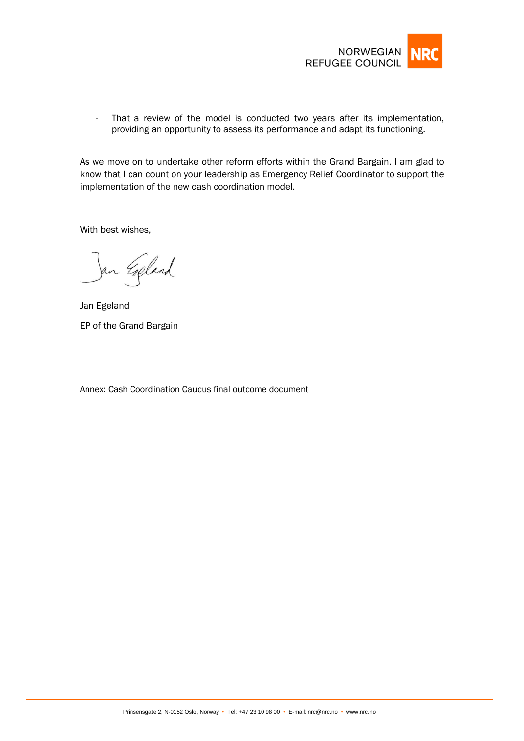- That a review of the model is conducted two years after its implementation, providing an opportunity to assess its performance and adapt its functioning.

As we move on to undertake other reform efforts within the Grand Bargain, I am glad to know that I can count on your leadership as Emergency Relief Coordinator to support the implementation of the new cash coordination model.

With best wishes,

Jan Egeland

EP of the Grand Bargain

Annex: Cash Coordination Caucus final outcome document